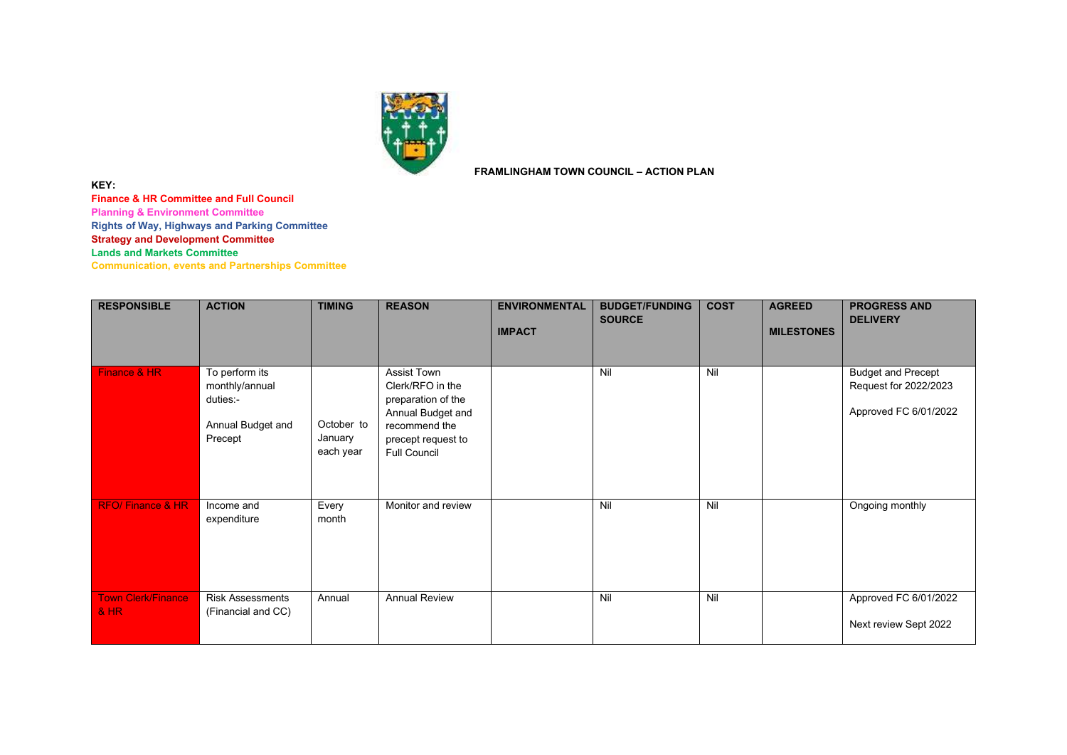**FRAMLINGHAM TOWN COUNCIL – ACTION PLAN**

**KEY:**

**Finance & HR Committee and Full Council**
**Planning & Environment Committee**
**Rights of Way, Highways and Parking Committee**
**Strategy and Development Committee**
**Lands and Markets Committee**
**Communication, events and Partnerships Committee**

| RESPONSIBLE | ACTION | TIMING | REASON | ENVIRONMENTAL IMPACT | BUDGET/FUNDING SOURCE | COST | AGREED MILESTONES | PROGRESS AND DELIVERY |
|---|---|---|---|---|---|---|---|---|
| Finance & HR | To perform its monthly/annual duties:- Annual Budget and Precept | October to January each year | Assist Town Clerk/RFO in the preparation of the Annual Budget and recommend the precept request to Full Council | | Nil | Nil | | Budget and Precept Request for 2022/2023 Approved FC 6/01/2022 |
| RFO/ Finance & HR | Income and expenditure | Every month | Monitor and review | | Nil | Nil | | Ongoing monthly |
| Town Clerk/Finance & HR | Risk Assessments (Financial and CC) | Annual | Annual Review | | Nil | Nil | | Approved FC 6/01/2022 Next review Sept 2022 |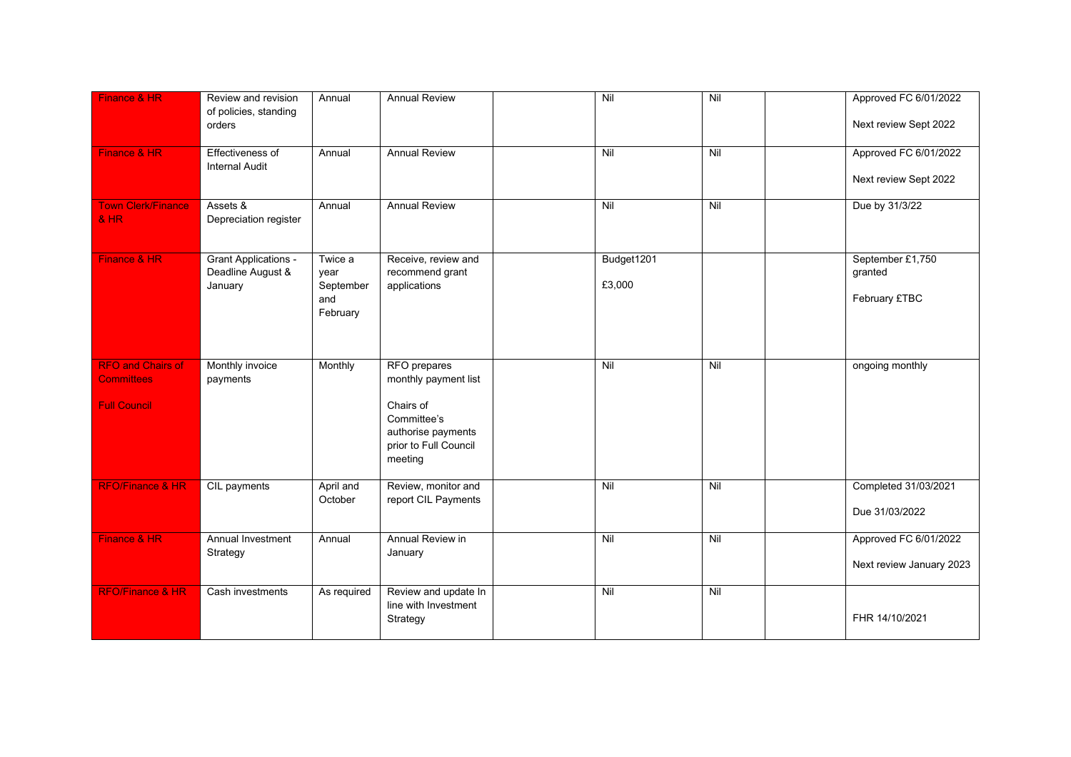| | | | | | | | | |
|---|---|---|---|---|---|---|---|---|
| Finance & HR | Review and revision of policies, standing orders | Annual | Annual Review | | Nil | Nil | | Approved FC 6/01/2022<br><br>Next review Sept 2022 |
| Finance & HR | Effectiveness of Internal Audit | Annual | Annual Review | | Nil | Nil | | Approved FC 6/01/2022<br><br>Next review Sept 2022 |
| Town Clerk/Finance & HR | Assets & Depreciation register | Annual | Annual Review | | Nil | Nil | | Due by 31/3/22 |
| Finance & HR | Grant Applications - Deadline August & January | Twice a year September and February | Receive, review and recommend grant applications | | Budget1201<br><br>£3,000 | | | September £1,750 granted<br><br>February £TBC |
| RFO and Chairs of Committees<br><br>Full Council | Monthly invoice payments | Monthly | RFO prepares monthly payment list<br><br>Chairs of Committee's authorise payments prior to Full Council meeting | | Nil | Nil | | ongoing monthly |
| RFO/Finance & HR | CIL payments | April and October | Review, monitor and report CIL Payments | | Nil | Nil | | Completed 31/03/2021<br><br>Due 31/03/2022 |
| Finance & HR | Annual Investment Strategy | Annual | Annual Review in January | | Nil | Nil | | Approved FC 6/01/2022<br><br>Next review January 2023 |
| RFO/Finance & HR | Cash investments | As required | Review and update In line with Investment Strategy | | Nil | Nil | | FHR 14/10/2021 |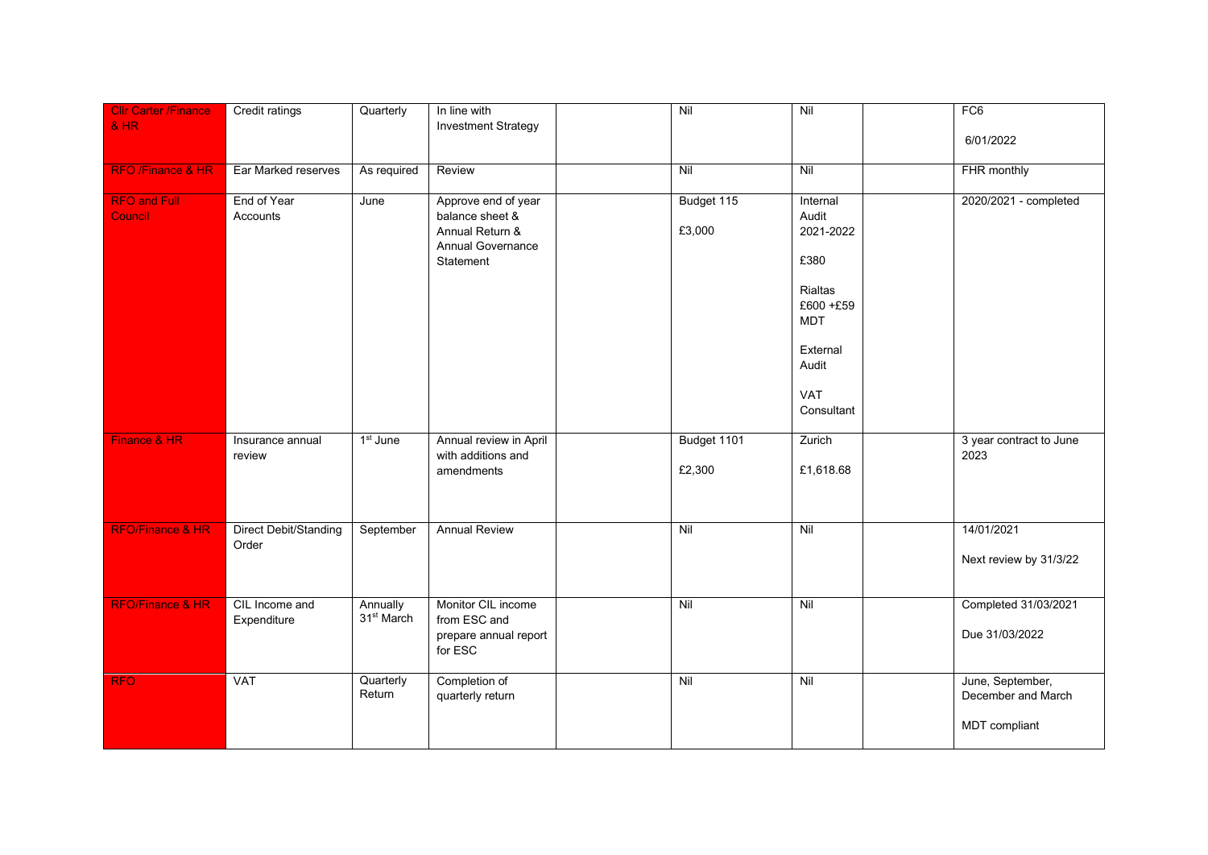| | | | | | | | | |
|---|---|---|---|---|---|---|---|---|
| Cllr Carter /Finance & HR | Credit ratings | Quarterly | In line with Investment Strategy | | Nil | Nil | | FC6<br><br>6/01/2022 |
| RFO /Finance & HR | Ear Marked reserves | As required | Review | | Nil | Nil | | FHR monthly |
| RFO and Full Council | End of Year Accounts | June | Approve end of year balance sheet & Annual Return & Annual Governance Statement | | Budget 115<br><br>£3,000 | Internal Audit 2021-2022<br><br>£380<br><br>Rialtas £600 +£59 MDT<br><br>External Audit<br><br>VAT Consultant | | 2020/2021 - completed |
| Finance & HR | Insurance annual review | 1st June | Annual review in April with additions and amendments | | Budget 1101<br><br>£2,300 | Zurich<br><br>£1,618.68 | | 3 year contract to June 2023 |
| RFO/Finance & HR | Direct Debit/Standing Order | September | Annual Review | | Nil | Nil | | 14/01/2021<br><br>Next review by 31/3/22 |
| RFO/Finance & HR | CIL Income and Expenditure | Annually 31st March | Monitor CIL income from ESC and prepare annual report for ESC | | Nil | Nil | | Completed 31/03/2021<br><br>Due 31/03/2022 |
| RFO | VAT | Quarterly Return | Completion of quarterly return | | Nil | Nil | | June, September, December and March<br><br>MDT compliant |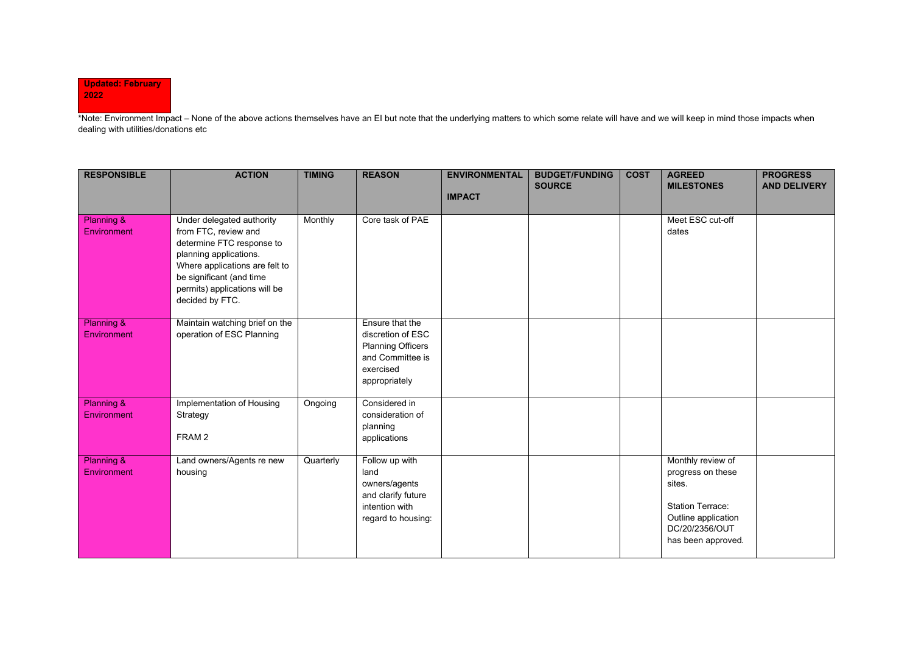**Updated: February 2022**

*Note: Environment Impact – None of the above actions themselves have an EI but note that the underlying matters to which some relate will have and we will keep in mind those impacts when dealing with utilities/donations etc

| RESPONSIBLE | ACTION | TIMING | REASON | ENVIRONMENTAL IMPACT | BUDGET/FUNDING SOURCE | COST | AGREED MILESTONES | PROGRESS AND DELIVERY |
|---|---|---|---|---|---|---|---|---|
| Planning & Environment | Under delegated authority from FTC, review and determine FTC response to planning applications. Where applications are felt to be significant (and time permits) applications will be decided by FTC. | Monthly | Core task of PAE | | | | Meet ESC cut-off dates | |
| Planning & Environment | Maintain watching brief on the operation of ESC Planning | | Ensure that the discretion of ESC Planning Officers and Committee is exercised appropriately | | | | | |
| Planning & Environment | Implementation of Housing Strategy<br><br>FRAM 2 | Ongoing | Considered in consideration of planning applications | | | | | |
| Planning & Environment | Land owners/Agents re new housing | Quarterly | Follow up with land owners/agents and clarify future intention with regard to housing: | | | | Monthly review of progress on these sites.<br><br>Station Terrace: Outline application DC/20/2356/OUT has been approved. | |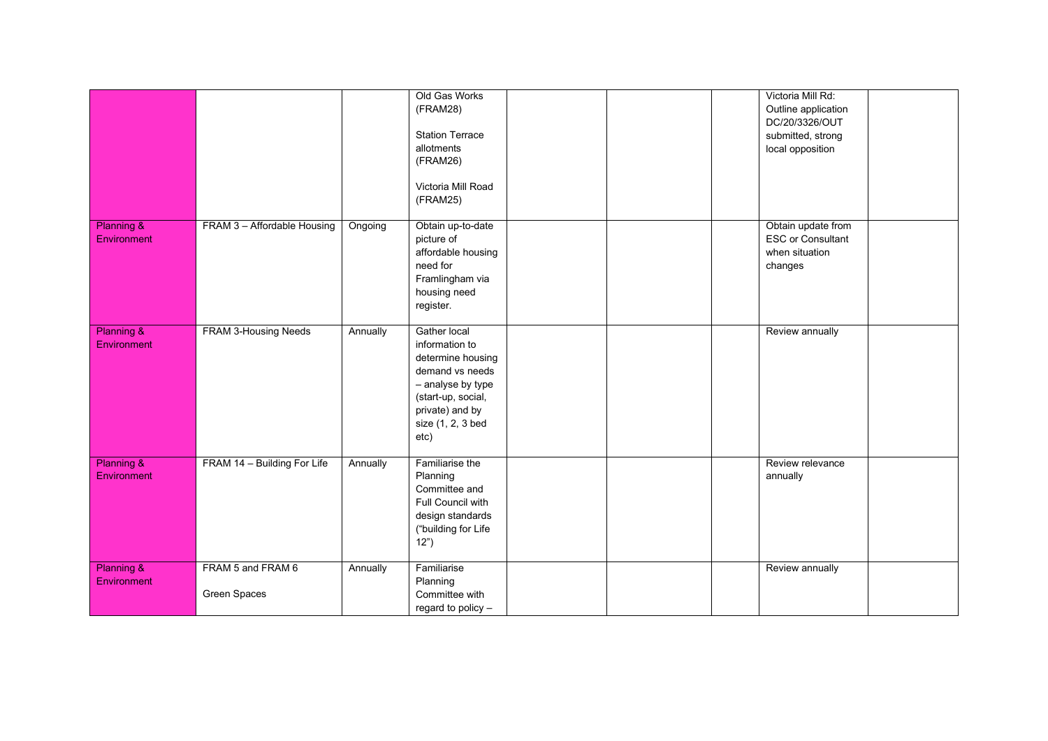| | | | | | | | | |
|---|---|---|---|---|---|---|---|---|
| | | | Old Gas Works (FRAM28)<br><br>Station Terrace allotments (FRAM26)<br><br>Victoria Mill Road (FRAM25) | | | | Victoria Mill Rd: Outline application DC/20/3326/OUT submitted, strong local opposition | |
| Planning & Environment | FRAM 3 – Affordable Housing | Ongoing | Obtain up-to-date picture of affordable housing need for Framlingham via housing need register. | | | | Obtain update from ESC or Consultant when situation changes | |
| Planning & Environment | FRAM 3-Housing Needs | Annually | Gather local information to determine housing demand vs needs – analyse by type (start-up, social, private) and by size (1, 2, 3 bed etc) | | | | Review annually | |
| Planning & Environment | FRAM 14 – Building For Life | Annually | Familiarise the Planning Committee and Full Council with design standards ("building for Life 12") | | | | Review relevance annually | |
| Planning & Environment | FRAM 5 and FRAM 6<br><br>Green Spaces | Annually | Familiarise Planning Committee with regard to policy – | | | | Review annually | |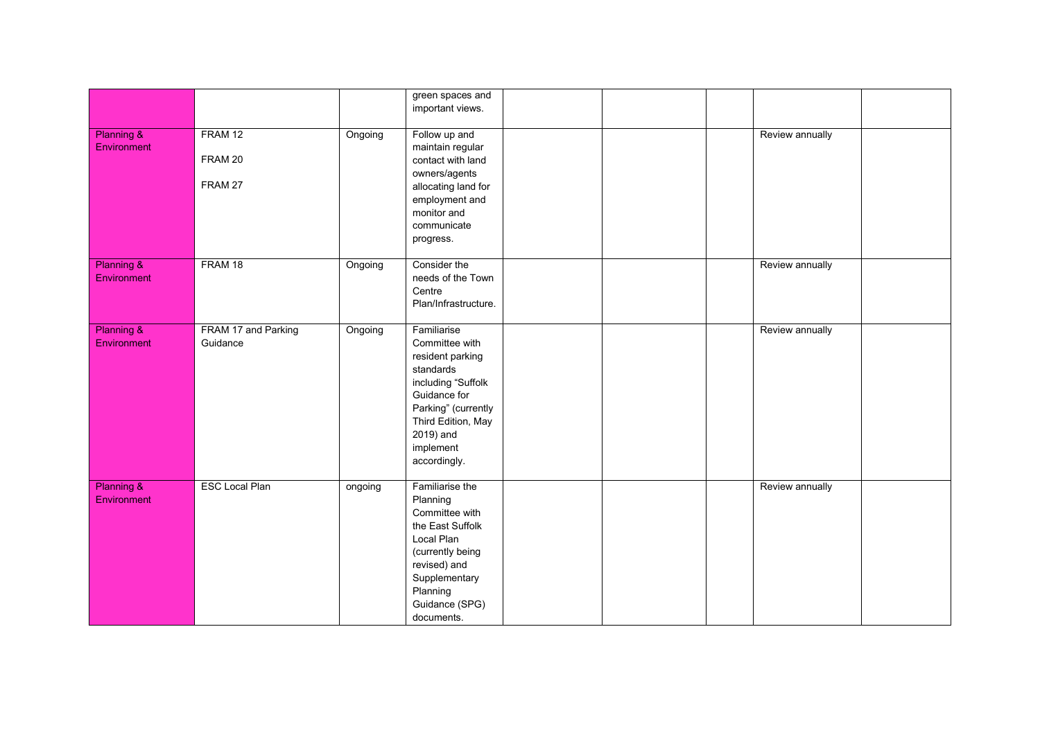|  |  |  |  |  |  |  |  |  |
|---|---|---|---|---|---|---|---|---|
|  |  |  | green spaces and important views. |  |  |  |  |  |
| Planning & Environment | FRAM 12<br><br>FRAM 20<br><br>FRAM 27 | Ongoing | Follow up and maintain regular contact with land owners/agents allocating land for employment and monitor and communicate progress. |  |  |  | Review annually |  |
| Planning & Environment | FRAM 18 | Ongoing | Consider the needs of the Town Centre Plan/Infrastructure. |  |  |  | Review annually |  |
| Planning & Environment | FRAM 17 and Parking Guidance | Ongoing | Familiarise Committee with resident parking standards including "Suffolk Guidance for Parking" (currently Third Edition, May 2019) and implement accordingly. |  |  |  | Review annually |  |
| Planning & Environment | ESC Local Plan | ongoing | Familiarise the Planning Committee with the East Suffolk Local Plan (currently being revised) and Supplementary Planning Guidance (SPG) documents. |  |  |  | Review annually |  |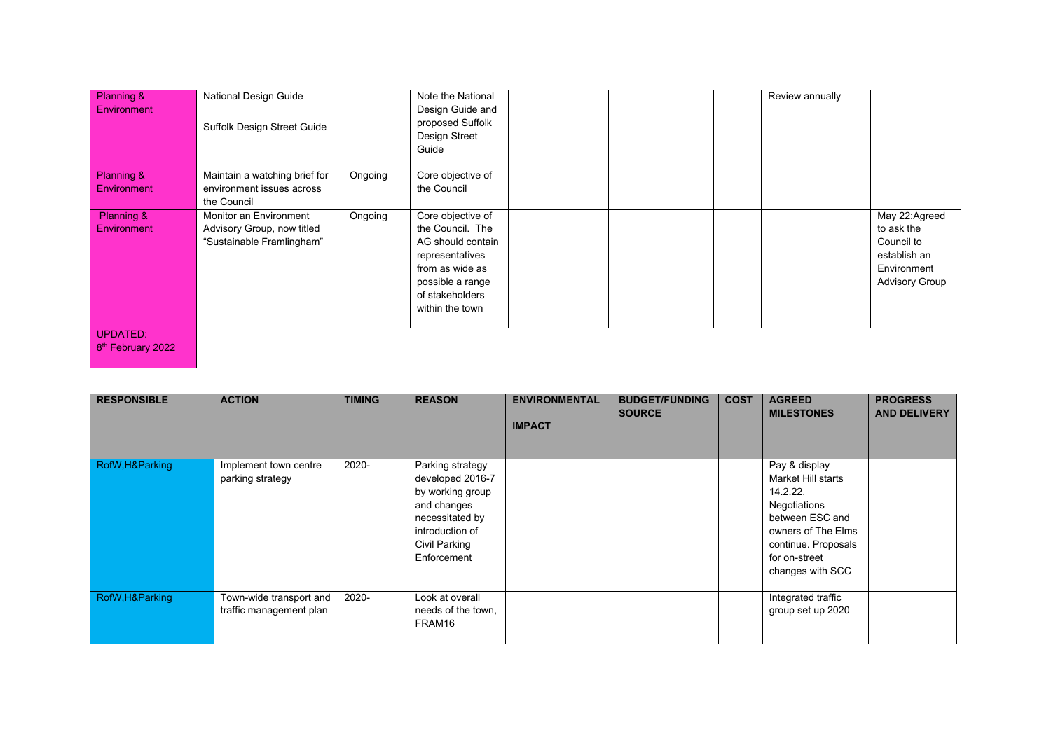| Planning & Environment | National Design Guide<br><br>Suffolk Design Street Guide | | Note the National Design Guide and proposed Suffolk Design Street Guide | | | | Review annually | |
|---|---|---|---|---|---|---|---|---|
| Planning & Environment | Maintain a watching brief for environment issues across the Council | Ongoing | Core objective of the Council | | | | | |
| Planning & Environment | Monitor an Environment Advisory Group, now titled "Sustainable Framlingham" | Ongoing | Core objective of the Council. The AG should contain representatives from as wide as possible a range of stakeholders within the town | | | | | May 22:Agreed to ask the Council to establish an Environment Advisory Group |

UPDATED:
8th February 2022

| RESPONSIBLE | ACTION | TIMING | REASON | ENVIRONMENTAL IMPACT | BUDGET/FUNDING SOURCE | COST | AGREED MILESTONES | PROGRESS AND DELIVERY |
|---|---|---|---|---|---|---|---|---|
| RofW,H&Parking | Implement town centre parking strategy | 2020- | Parking strategy developed 2016-7 by working group and changes necessitated by introduction of Civil Parking Enforcement | | | | Pay & display Market Hill starts 14.2.22. Negotiations between ESC and owners of The Elms continue. Proposals for on-street changes with SCC | |
| RofW,H&Parking | Town-wide transport and traffic management plan | 2020- | Look at overall needs of the town, FRAM16 | | | | Integrated traffic group set up 2020 | |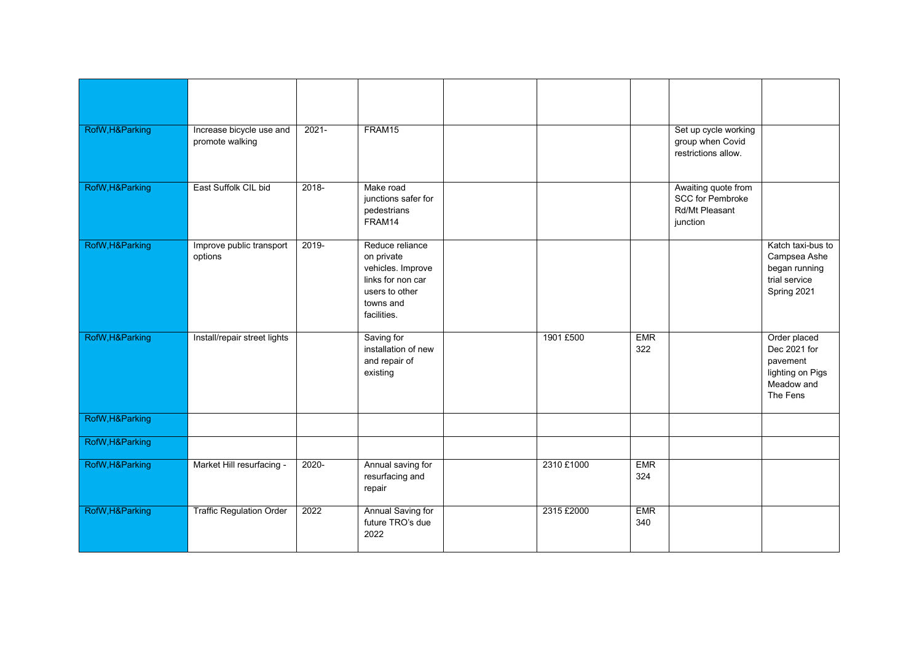| | | | | | | | | |
|---|---|---|---|---|---|---|---|---|
| RofW,H&Parking | Increase bicycle use and promote walking | 2021- | FRAM15 | | | | Set up cycle working group when Covid restrictions allow. | |
| RofW,H&Parking | East Suffolk CIL bid | 2018- | Make road junctions safer for pedestrians FRAM14 | | | | Awaiting quote from SCC for Pembroke Rd/Mt Pleasant junction | |
| RofW,H&Parking | Improve public transport options | 2019- | Reduce reliance on private vehicles. Improve links for non car users to other towns and facilities. | | | | | Katch taxi-bus to Campsea Ashe began running trial service Spring 2021 |
| RofW,H&Parking | Install/repair street lights | | Saving for installation of new and repair of existing | | 1901 £500 | EMR 322 | | Order placed Dec 2021 for pavement lighting on Pigs Meadow and The Fens |
| RofW,H&Parking | | | | | | | | |
| RofW,H&Parking | | | | | | | | |
| RofW,H&Parking | Market Hill resurfacing - | 2020- | Annual saving for resurfacing and repair | | 2310 £1000 | EMR 324 | | |
| RofW,H&Parking | Traffic Regulation Order | 2022 | Annual Saving for future TRO's due 2022 | | 2315 £2000 | EMR 340 | | |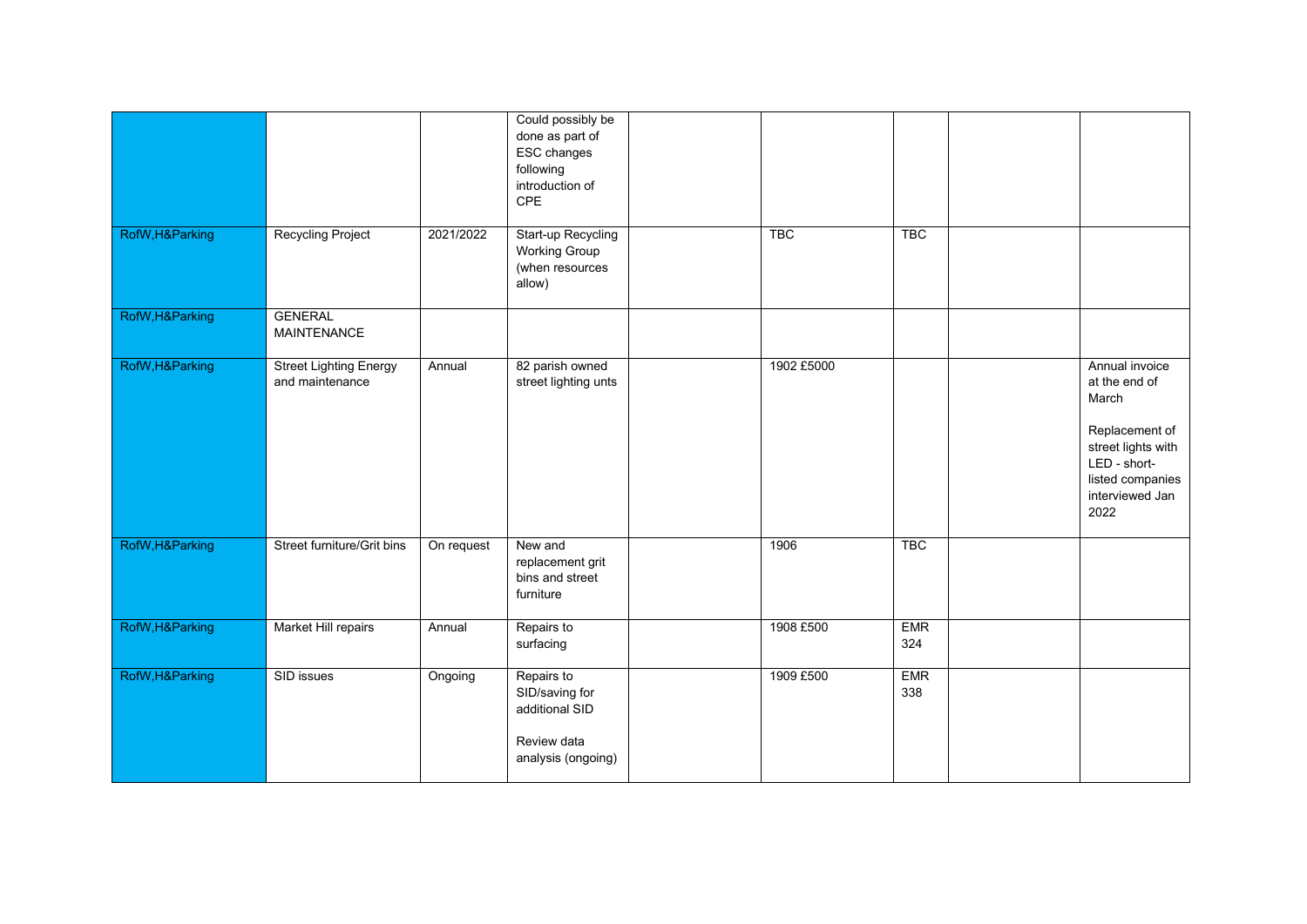| | | | | | | | | |
|---|---|---|---|---|---|---|---|---|
| | | | Could possibly be done as part of ESC changes following introduction of CPE | | | | | |
| RofW,H&Parking | Recycling Project | 2021/2022 | Start-up Recycling Working Group (when resources allow) | | TBC | TBC | | |
| RofW,H&Parking | GENERAL MAINTENANCE | | | | | | | |
| RofW,H&Parking | Street Lighting Energy and maintenance | Annual | 82 parish owned street lighting unts | | 1902 £5000 | | | Annual invoice at the end of March<br><br>Replacement of street lights with LED - short-listed companies interviewed Jan 2022 |
| RofW,H&Parking | Street furniture/Grit bins | On request | New and replacement grit bins and street furniture | | 1906 | TBC | | |
| RofW,H&Parking | Market Hill repairs | Annual | Repairs to surfacing | | 1908 £500 | EMR 324 | | |
| RofW,H&Parking | SID issues | Ongoing | Repairs to SID/saving for additional SID<br><br>Review data analysis (ongoing) | | 1909 £500 | EMR 338 | | |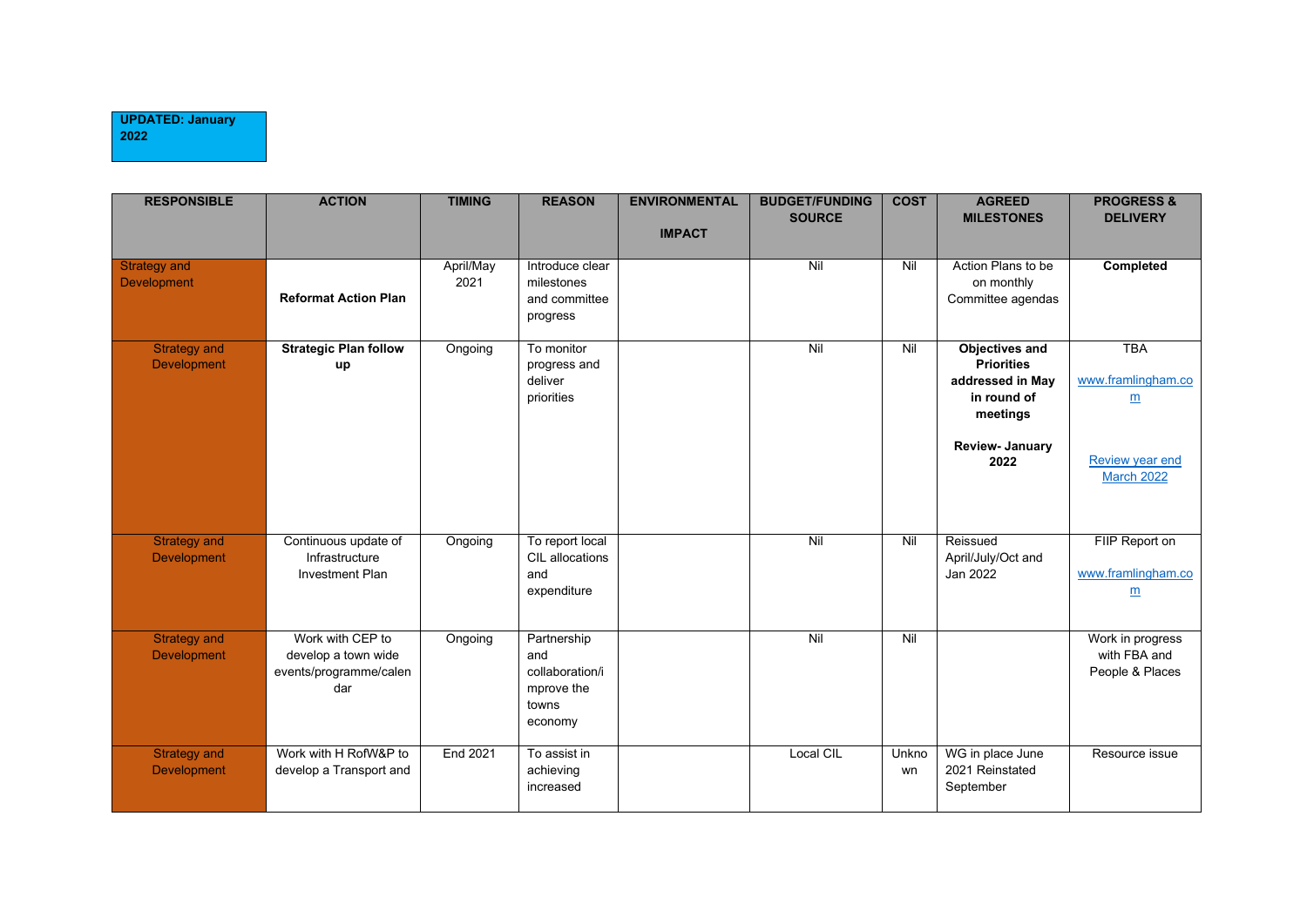**UPDATED: January 2022**

| RESPONSIBLE | ACTION | TIMING | REASON | ENVIRONMENTAL IMPACT | BUDGET/FUNDING SOURCE | COST | AGREED MILESTONES | PROGRESS & DELIVERY |
|---|---|---|---|---|---|---|---|---|
| Strategy and Development | **Reformat Action Plan** | April/May 2021 | Introduce clear milestones and committee progress | | Nil | Nil | Action Plans to be on monthly Committee agendas | **Completed** |
| Strategy and Development | **Strategic Plan follow up** | Ongoing | To monitor progress and deliver priorities | | Nil | Nil | **Objectives and Priorities addressed in May in round of meetings** **Review- January 2022** | TBA www.framlingham.com Review year end March 2022 |
| Strategy and Development | Continuous update of Infrastructure Investment Plan | Ongoing | To report local CIL allocations and expenditure | | Nil | Nil | Reissued April/July/Oct and Jan 2022 | FIIP Report on www.framlingham.com |
| Strategy and Development | Work with CEP to develop a town wide events/programme/calendar | Ongoing | Partnership and collaboration/improve the towns economy | | Nil | Nil | | Work in progress with FBA and People & Places |
| Strategy and Development | Work with H RofW&P to develop a Transport and | End 2021 | To assist in achieving increased | | Local CIL | Unknown | WG in place June 2021 Reinstated September | Resource issue |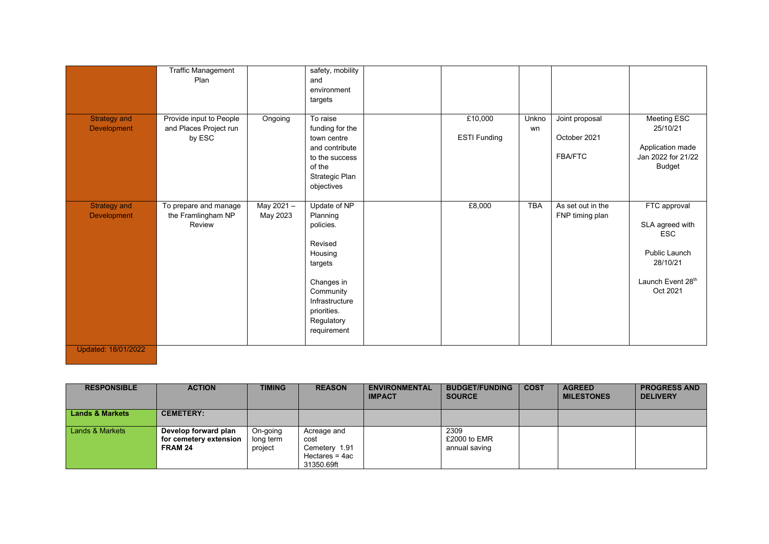| | | | | | | | | |
|---|---|---|---|---|---|---|---|---|
| | Traffic Management Plan | | safety, mobility and environment targets | | | | | |
| Strategy and Development | Provide input to People and Places Project run by ESC | Ongoing | To raise funding for the town centre and contribute to the success of the Strategic Plan objectives | | £10,000<br><br>ESTI Funding | Unknown | Joint proposal<br><br>October 2021<br><br>FBA/FTC | Meeting ESC 25/10/21<br><br>Application made Jan 2022 for 21/22 Budget |
| Strategy and Development | To prepare and manage the Framlingham NP Review | May 2021 – May 2023 | Update of NP Planning policies.<br><br>Revised Housing targets<br><br>Changes in Community Infrastructure priorities.<br>Regulatory requirement | | £8,000 | TBA | As set out in the FNP timing plan | FTC approval<br><br>SLA agreed with ESC<br><br>Public Launch 28/10/21<br><br>Launch Event 28th Oct 2021 |

Updated: 18/01/2022

| RESPONSIBLE | ACTION | TIMING | REASON | ENVIRONMENTAL IMPACT | BUDGET/FUNDING SOURCE | COST | AGREED MILESTONES | PROGRESS AND DELIVERY |
|---|---|---|---|---|---|---|---|---|
| **Lands & Markets** | **CEMETERY:** | | | | | | | |
| Lands & Markets | **Develop forward plan for cemetery extension FRAM 24** | On-going long term project | Acreage and cost<br>Cemetery 1.91 Hectares = 4ac 31350.69ft | | 2309<br>£2000 to EMR annual saving | | | |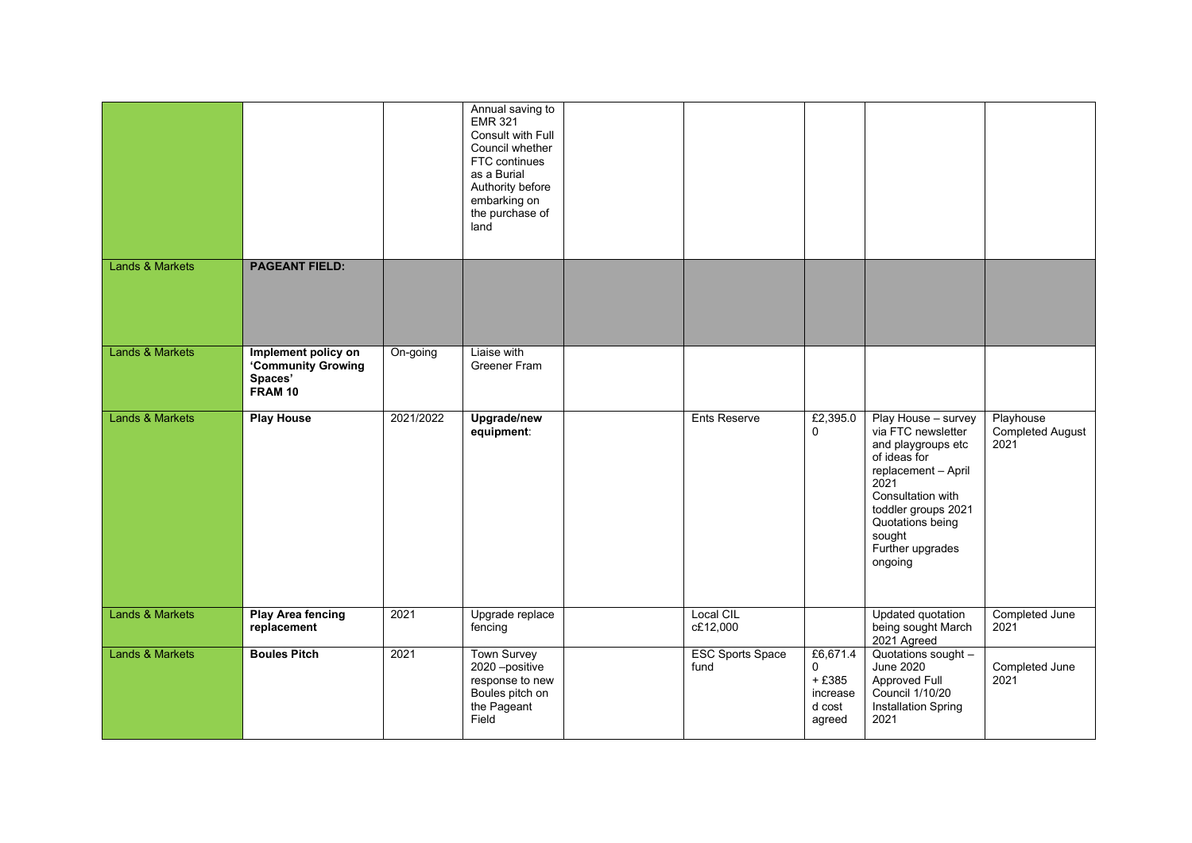|  |  |  |  |  |  |  |  |  |
|---|---|---|---|---|---|---|---|---|
|  |  |  | Annual saving to EMR 321 Consult with Full Council whether FTC continues as a Burial Authority before embarking on the purchase of land |  |  |  |  |  |
| Lands & Markets | **PAGEANT FIELD:** |  |  |  |  |  |  |  |
| Lands & Markets | **Implement policy on 'Community Growing Spaces' FRAM 10** | On-going | Liaise with Greener Fram |  |  |  |  |  |
| Lands & Markets | **Play House** | 2021/2022 | **Upgrade/new equipment**: |  | Ents Reserve | £2,395.00 | Play House – survey via FTC newsletter and playgroups etc of ideas for replacement – April 2021 Consultation with toddler groups 2021 Quotations being sought Further upgrades ongoing | Playhouse Completed August 2021 |
| Lands & Markets | **Play Area fencing replacement** | 2021 | Upgrade replace fencing |  | Local CIL c£12,000 |  | Updated quotation being sought March 2021 Agreed | Completed June 2021 |
| Lands & Markets | **Boules Pitch** | 2021 | Town Survey 2020 –positive response to new Boules pitch on the Pageant Field |  | ESC Sports Space fund | £6,671.40 + £385 increased cost agreed | Quotations sought – June 2020 Approved Full Council 1/10/20 Installation Spring 2021 | Completed June 2021 |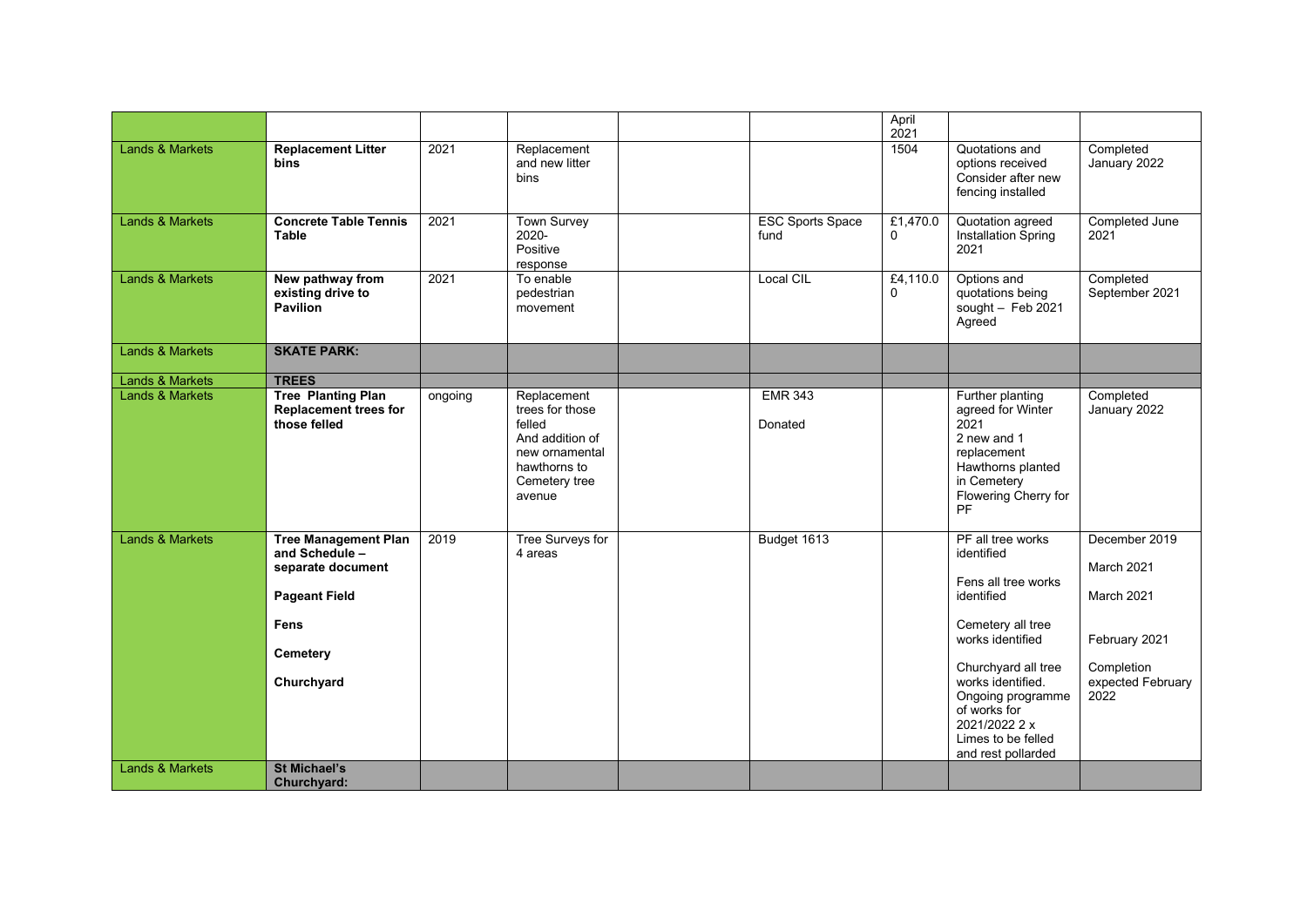| | | | | | | | | |
|---|---|---|---|---|---|---|---|---|
| | | | | | | April 2021 | | |
| Lands & Markets | **Replacement Litter bins** | 2021 | Replacement and new litter bins | | | 1504 | Quotations and options received Consider after new fencing installed | Completed January 2022 |
| Lands & Markets | **Concrete Table Tennis Table** | 2021 | Town Survey 2020- Positive response | | ESC Sports Space fund | £1,470.00 | Quotation agreed Installation Spring 2021 | Completed June 2021 |
| Lands & Markets | **New pathway from existing drive to Pavilion** | 2021 | To enable pedestrian movement | | Local CIL | £4,110.00 | Options and quotations being sought – Feb 2021 Agreed | Completed September 2021 |
| Lands & Markets | **SKATE PARK:** | | | | | | | |
| Lands & Markets | **TREES** | | | | | | | |
| Lands & Markets | **Tree Planting Plan Replacement trees for those felled** | ongoing | Replacement trees for those felled And addition of new ornamental hawthorns to Cemetery tree avenue | | EMR 343<br><br>Donated | | Further planting agreed for Winter 2021<br>2 new and 1 replacement Hawthorns planted in Cemetery Flowering Cherry for PF | Completed January 2022 |
| Lands & Markets | **Tree Management Plan and Schedule – separate document**<br><br>**Pageant Field**<br><br>**Fens**<br><br>**Cemetery**<br><br>**Churchyard** | 2019 | Tree Surveys for 4 areas | | Budget 1613 | | PF all tree works identified<br><br>Fens all tree works identified<br><br>Cemetery all tree works identified<br><br>Churchyard all tree works identified. Ongoing programme of works for 2021/2022 2 x Limes to be felled and rest pollarded | December 2019<br><br>March 2021<br><br>March 2021<br><br>February 2021<br><br>Completion expected February 2022 |
| Lands & Markets | **St Michael's Churchyard:** | | | | | | | |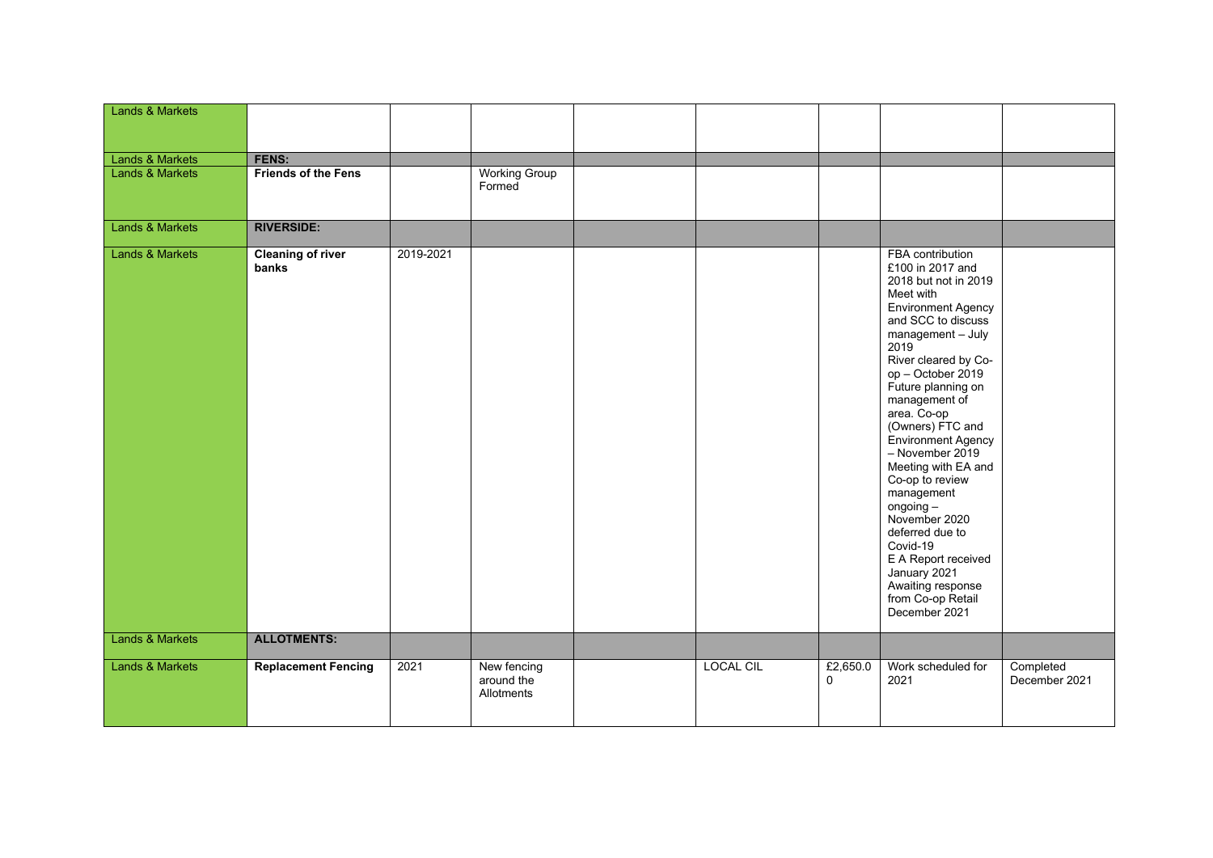| Lands & Markets | | | | | | | | |
|---|---|---|---|---|---|---|---|---|
| Lands & Markets | **FENS:** | | | | | | | |
| Lands & Markets | **Friends of the Fens** | | Working Group Formed | | | | | |
| Lands & Markets | **RIVERSIDE:** | | | | | | | |
| Lands & Markets | **Cleaning of river banks** | 2019-2021 | | | | | FBA contribution £100 in 2017 and 2018 but not in 2019 Meet with Environment Agency and SCC to discuss management – July 2019 River cleared by Co-op – October 2019 Future planning on management of area. Co-op (Owners) FTC and Environment Agency – November 2019 Meeting with EA and Co-op to review management ongoing – November 2020 deferred due to Covid-19 E A Report received January 2021 Awaiting response from Co-op Retail December 2021 | |
| Lands & Markets | **ALLOTMENTS:** | | | | | | | |
| Lands & Markets | **Replacement Fencing** | 2021 | New fencing around the Allotments | | LOCAL CIL | £2,650.00 | Work scheduled for 2021 | Completed December 2021 |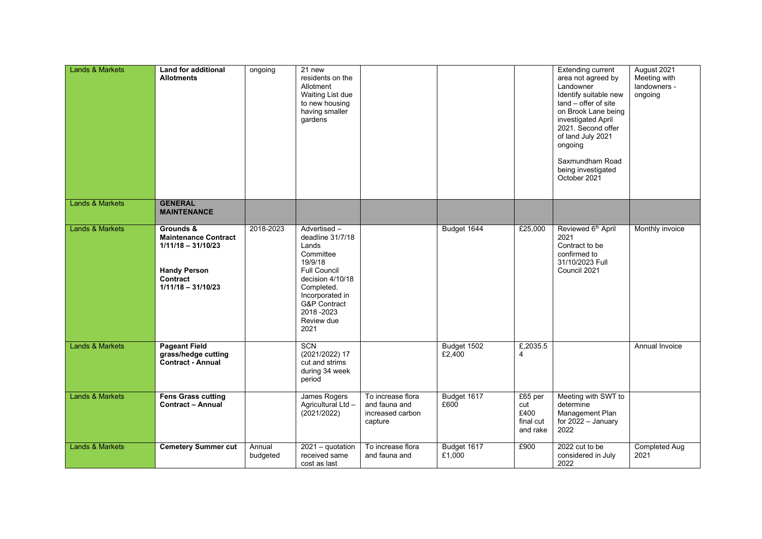| Lands & Markets | **Land for additional Allotments** | ongoing | 21 new residents on the Allotment Waiting List due to new housing having smaller gardens | | | | Extending current area not agreed by Landowner Identify suitable new land – offer of site on Brook Lane being investigated April 2021. Second offer of land July 2021 ongoing<br><br>Saxmundham Road being investigated October 2021 | August 2021 Meeting with landowners - ongoing |
|---|---|---|---|---|---|---|---|---|
| Lands & Markets | **GENERAL MAINTENANCE** | | | | | | | |
| Lands & Markets | **Grounds & Maintenance Contract 1/11/18 – 31/10/23**<br><br>**Handy Person Contract 1/11/18 – 31/10/23** | 2018-2023 | Advertised – deadline 31/7/18 Lands Committee 19/9/18 Full Council decision 4/10/18 Completed. Incorporated in G&P Contract 2018 -2023 Review due 2021 | | Budget 1644 | £25,000 | Reviewed 6th April 2021 Contract to be confirmed to 31/10/2023 Full Council 2021 | Monthly invoice |
| Lands & Markets | **Pageant Field grass/hedge cutting Contract - Annual** | | SCN (2021/2022) 17 cut and strims during 34 week period | | Budget 1502 £2,400 | £,2035.54 | | Annual Invoice |
| Lands & Markets | **Fens Grass cutting Contract – Annual** | | James Rogers Agricultural Ltd – (2021/2022) | To increase flora and fauna and increased carbon capture | Budget 1617 £600 | £65 per cut £400 final cut and rake | Meeting with SWT to determine Management Plan for 2022 – January 2022 | |
| Lands & Markets | **Cemetery Summer cut** | Annual budgeted | 2021 – quotation received same cost as last | To increase flora and fauna and | Budget 1617 £1,000 | £900 | 2022 cut to be considered in July 2022 | Completed Aug 2021 |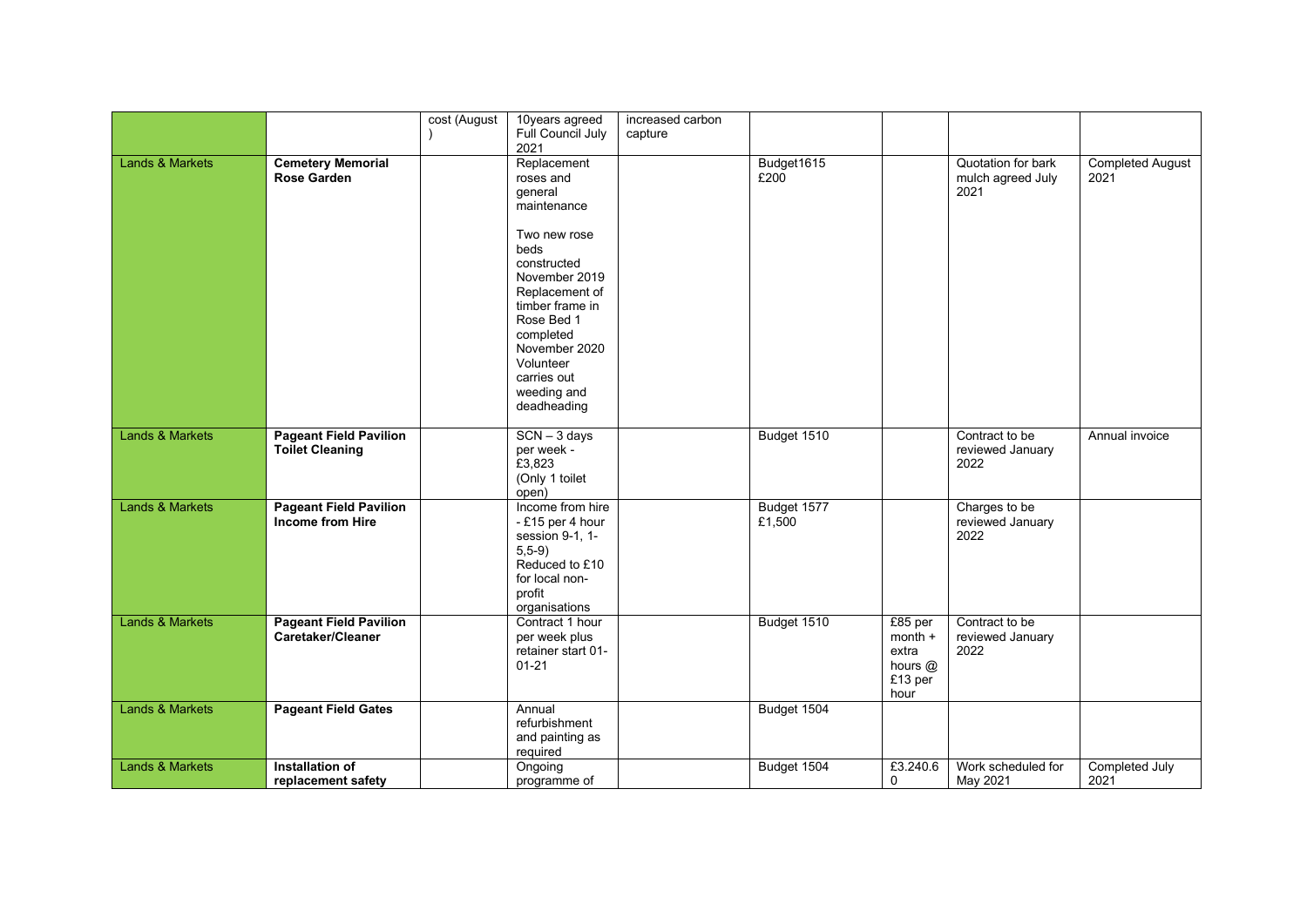| | | cost (August ) | 10years agreed Full Council July 2021 | increased carbon capture | | | | |
|---|---|---|---|---|---|---|---|---|
| Lands & Markets | **Cemetery Memorial Rose Garden** | | Replacement roses and general maintenance<br><br>Two new rose beds constructed November 2019 Replacement of timber frame in Rose Bed 1 completed November 2020 Volunteer carries out weeding and deadheading | | Budget1615 £200 | | Quotation for bark mulch agreed July 2021 | Completed August 2021 |
| Lands & Markets | **Pageant Field Pavilion Toilet Cleaning** | | SCN – 3 days per week - £3,823 (Only 1 toilet open) | | Budget 1510 | | Contract to be reviewed January 2022 | Annual invoice |
| Lands & Markets | **Pageant Field Pavilion Income from Hire** | | Income from hire - £15 per 4 hour session 9-1, 1-5,5-9) Reduced to £10 for local non-profit organisations | | Budget 1577 £1,500 | | Charges to be reviewed January 2022 | |
| Lands & Markets | **Pageant Field Pavilion Caretaker/Cleaner** | | Contract 1 hour per week plus retainer start 01-01-21 | | Budget 1510 | £85 per month + extra hours @ £13 per hour | Contract to be reviewed January 2022 | |
| Lands & Markets | **Pageant Field Gates** | | Annual refurbishment and painting as required | | Budget 1504 | | | |
| Lands & Markets | **Installation of replacement safety** | | Ongoing programme of | | Budget 1504 | £3.240.60 | Work scheduled for May 2021 | Completed July 2021 |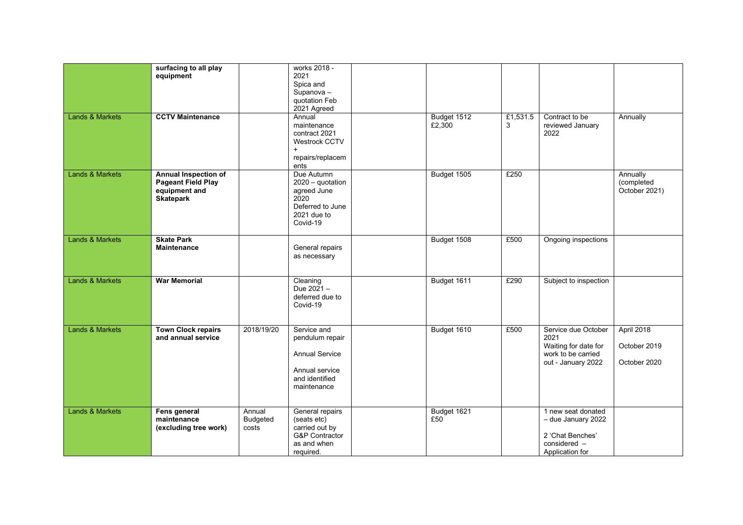| | | | | | | | | |
|---|---|---|---|---|---|---|---|---|
| | **surfacing to all play equipment** | | works 2018 - 2021 Spica and Supanova – quotation Feb 2021 Agreed | | | | | |
| Lands & Markets | **CCTV Maintenance** | | Annual maintenance contract 2021 Westrock CCTV + repairs/replacements | | Budget 1512 £2,300 | £1,531.53 | Contract to be reviewed January 2022 | Annually |
| Lands & Markets | **Annual Inspection of Pageant Field Play equipment and Skatepark** | | Due Autumn 2020 – quotation agreed June 2020 Deferred to June 2021 due to Covid-19 | | Budget 1505 | £250 | | Annually (completed October 2021) |
| Lands & Markets | **Skate Park Maintenance** | | General repairs as necessary | | Budget 1508 | £500 | Ongoing inspections | |
| Lands & Markets | **War Memorial** | | Cleaning Due 2021 – deferred due to Covid-19 | | Budget 1611 | £290 | Subject to inspection | |
| Lands & Markets | **Town Clock repairs and annual service** | 2018/19/20 | Service and pendulum repair<br><br>Annual Service<br><br>Annual service and identified maintenance | | Budget 1610 | £500 | Service due October 2021 Waiting for date for work to be carried out - January 2022 | April 2018<br><br>October 2019<br><br>October 2020 |
| Lands & Markets | **Fens general maintenance (excluding tree work)** | Annual Budgeted costs | General repairs (seats etc) carried out by G&P Contractor as and when required. | | Budget 1621 £50 | | 1 new seat donated – due January 2022<br><br>2 'Chat Benches' considered – Application for | |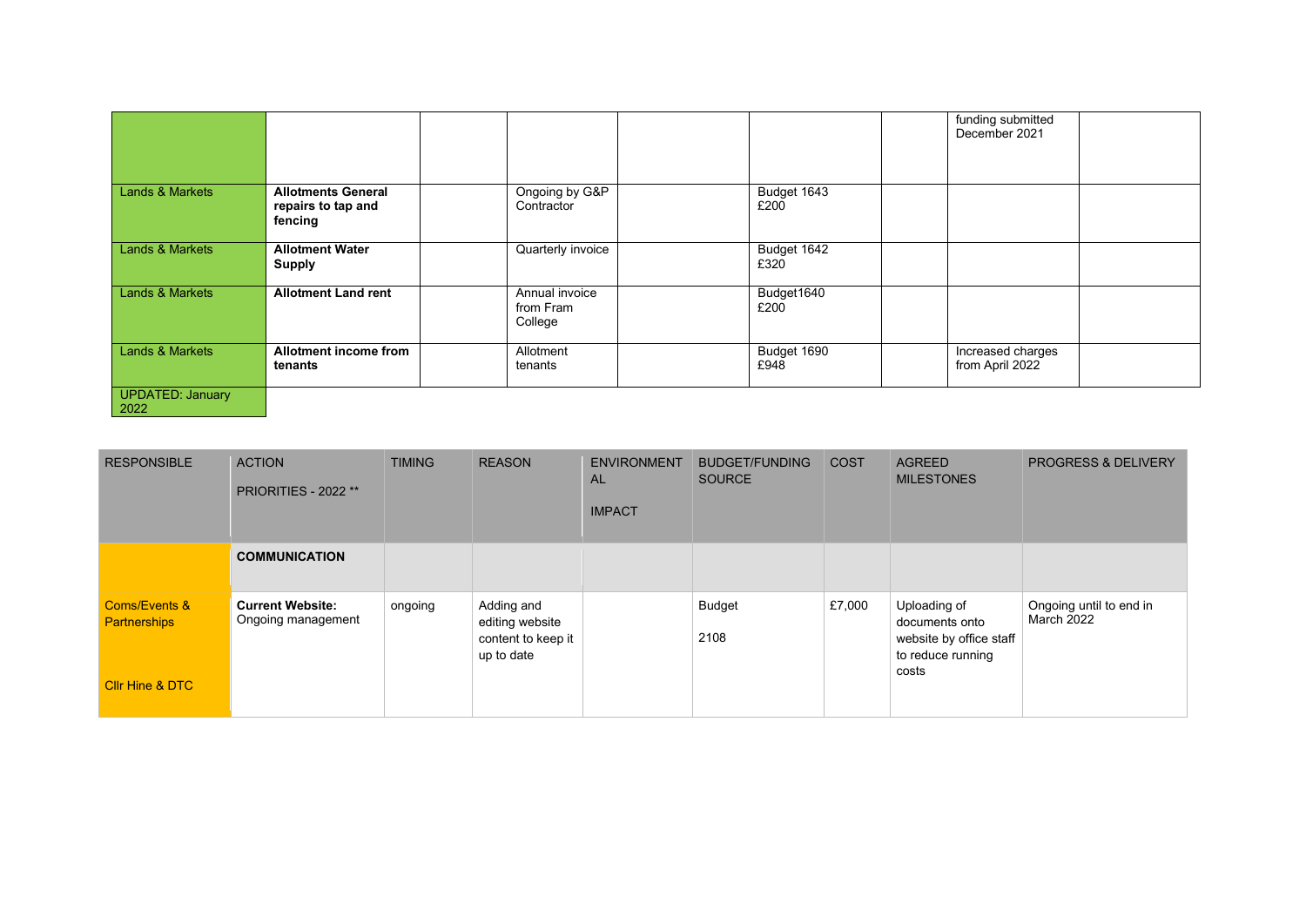| | | | | | | | | |
|---|---|---|---|---|---|---|---|---|
| | | | | | | | funding submitted December 2021 | |
| Lands & Markets | **Allotments General repairs to tap and fencing** | | Ongoing by G&P Contractor | | Budget 1643 £200 | | | |
| Lands & Markets | **Allotment Water Supply** | | Quarterly invoice | | Budget 1642 £320 | | | |
| Lands & Markets | **Allotment Land rent** | | Annual invoice from Fram College | | Budget1640 £200 | | | |
| Lands & Markets | **Allotment income from tenants** | | Allotment tenants | | Budget 1690 £948 | | Increased charges from April 2022 | |
| UPDATED: January 2022 | | | | | | | | |

| RESPONSIBLE | ACTION<br>PRIORITIES - 2022 ** | TIMING | REASON | ENVIRONMENTAL<br>IMPACT | BUDGET/FUNDING SOURCE | COST | AGREED MILESTONES | PROGRESS & DELIVERY |
|---|---|---|---|---|---|---|---|---|
| | **COMMUNICATION** | | | | | | | |
| Coms/Events & Partnerships<br><br>Cllr Hine & DTC | **Current Website:** Ongoing management | ongoing | Adding and editing website content to keep it up to date | | Budget<br>2108 | £7,000 | Uploading of documents onto website by office staff to reduce running costs | Ongoing until to end in March 2022 |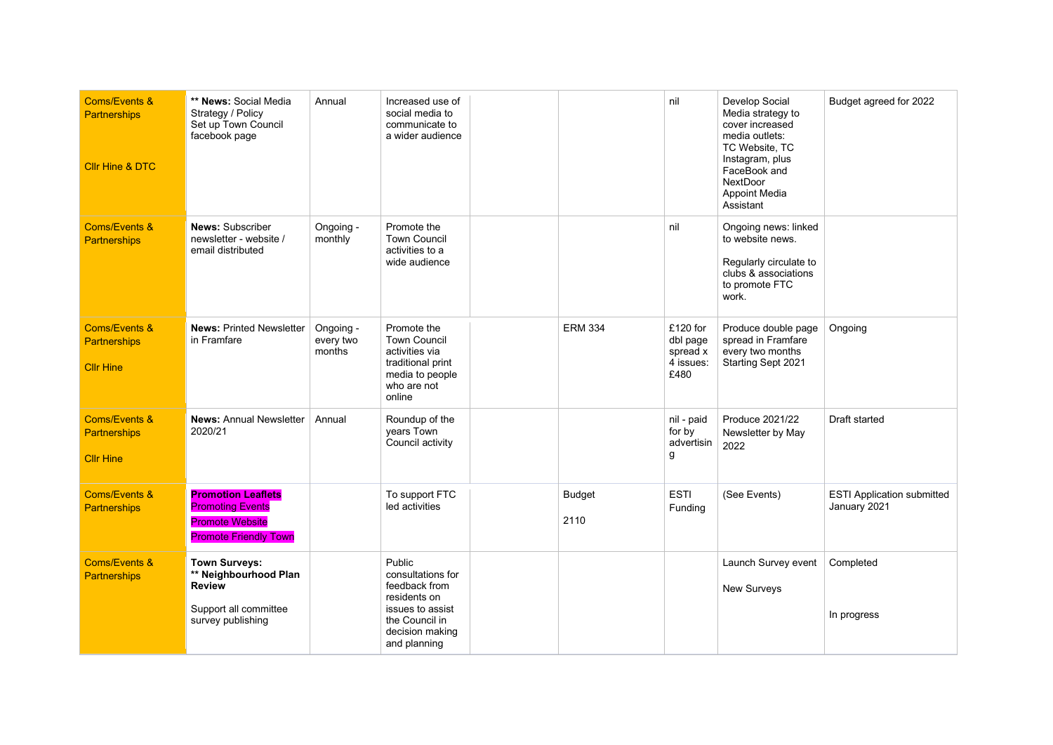| | | | | | | | | |
|---|---|---|---|---|---|---|---|---|
| Coms/Events & Partnerships<br><br>Cllr Hine & DTC | ** **News:** Social Media Strategy / Policy<br>Set up Town Council facebook page | Annual | Increased use of social media to communicate to a wider audience | | | nil | Develop Social Media strategy to cover increased media outlets:<br>TC Website, TC Instagram, plus FaceBook and NextDoor<br>Appoint Media Assistant | Budget agreed for 2022 |
| Coms/Events & Partnerships | **News:** Subscriber newsletter - website / email distributed | Ongoing - monthly | Promote the Town Council activities to a wide audience | | | nil | Ongoing news: linked to website news.<br><br>Regularly circulate to clubs & associations to promote FTC work. | |
| Coms/Events & Partnerships<br><br>Cllr Hine | **News:** Printed Newsletter in Framfare | Ongoing - every two months | Promote the Town Council activities via traditional print media to people who are not online | | ERM 334 | £120 for dbl page spread x 4 issues: £480 | Produce double page spread in Framfare every two months Starting Sept 2021 | Ongoing |
| Coms/Events & Partnerships<br><br>Cllr Hine | **News:** Annual Newsletter 2020/21 | Annual | Roundup of the years Town Council activity | | | nil - paid for by advertising | Produce 2021/22 Newsletter by May 2022 | Draft started |
| Coms/Events & Partnerships | **Promotion Leaflets**<br>Promoting Events<br>Promote Website<br>Promote Friendly Town | | To support FTC led activities | | Budget<br><br>2110 | ESTI Funding | (See Events) | ESTI Application submitted January 2021 |
| Coms/Events & Partnerships | **Town Surveys:**<br>**** Neighbourhood Plan Review**<br><br>Support all committee survey publishing | | Public consultations for feedback from residents on issues to assist the Council in decision making and planning | | | | Launch Survey event<br><br>New Surveys | Completed<br><br><br>In progress |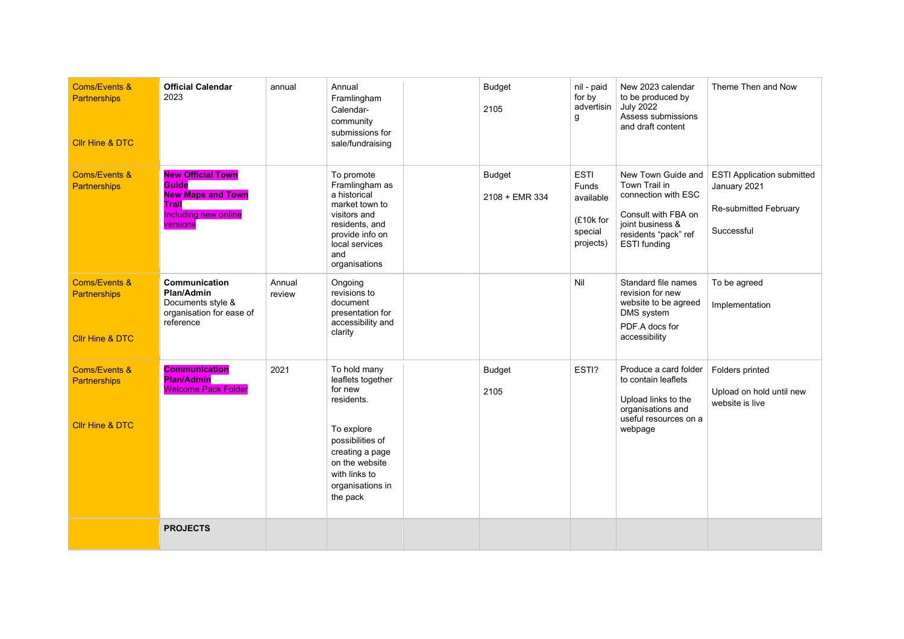| | | | | | | | | |
|---|---|---|---|---|---|---|---|---|
| Coms/Events & Partnerships<br><br>Cllr Hine & DTC | **Official Calendar** 2023 | annual | Annual Framlingham Calendar- community submissions for sale/fundraising | | Budget<br><br>2105 | nil - paid for by advertising | New 2023 calendar to be produced by July 2022 Assess submissions and draft content | Theme Then and Now |
| Coms/Events & Partnerships | **New Official Town Guide**<br>**New Maps and Town Trail**<br>Including new online versions | | To promote Framlingham as a historical market town to visitors and residents, and provide info on local services and organisations | | Budget<br><br>2108 + EMR 334 | ESTI Funds available<br><br>(£10k for special projects) | New Town Guide and Town Trail in connection with ESC<br><br>Consult with FBA on joint business & residents "pack" ref ESTI funding | ESTI Application submitted January 2021<br><br>Re-submitted February<br><br>Successful |
| Coms/Events & Partnerships<br><br>Cllr Hine & DTC | **Communication Plan/Admin**<br>Documents style & organisation for ease of reference | Annual review | Ongoing revisions to document presentation for accessibility and clarity | | | Nil | Standard file names revision for new website to be agreed DMS system<br><br>PDF.A docs for accessibility | To be agreed<br><br>Implementation |
| Coms/Events & Partnerships<br><br>Cllr Hine & DTC | **Communication Plan/Admin**<br>Welcome Pack Folder | 2021 | To hold many leaflets together for new residents.<br><br>To explore possibilities of creating a page on the website with links to organisations in the pack | | Budget<br><br>2105 | ESTI? | Produce a card folder to contain leaflets<br><br>Upload links to the organisations and useful resources on a webpage | Folders printed<br><br>Upload on hold until new website is live |
| | **PROJECTS** | | | | | | | |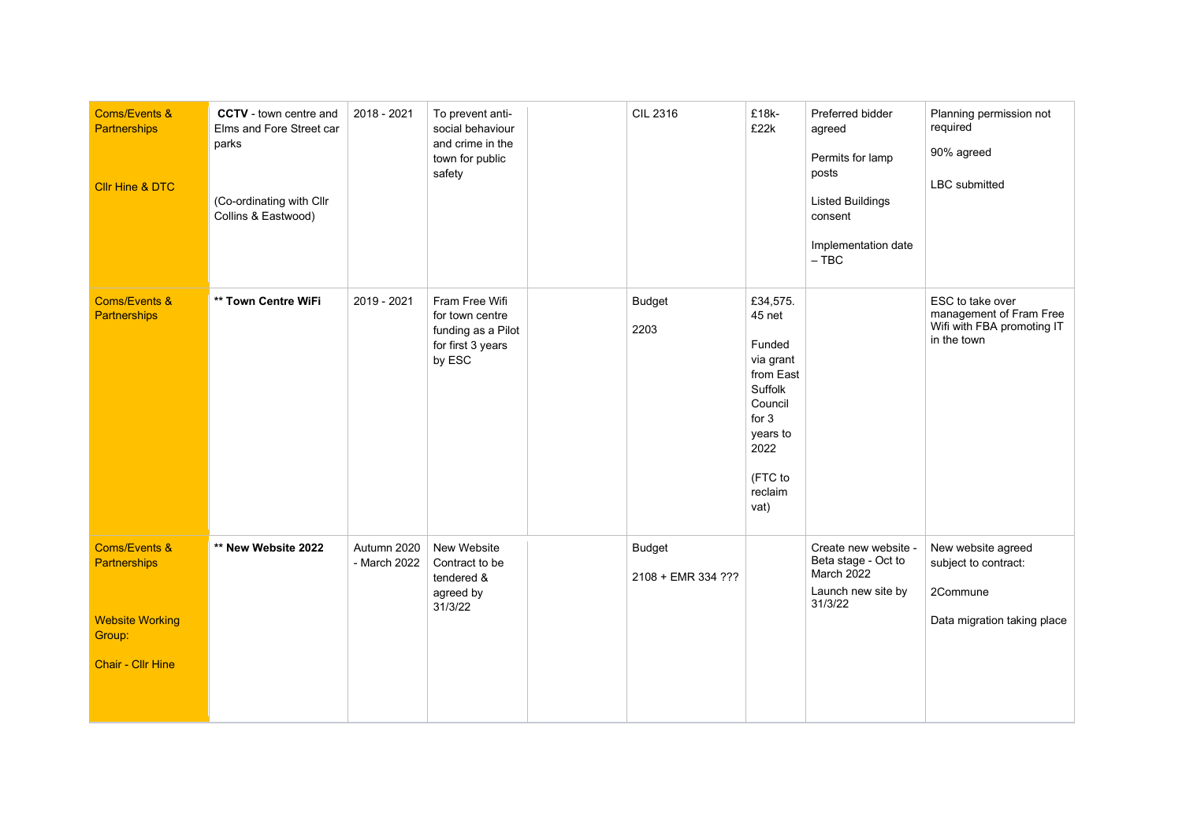| | | | | | | | | |
|---|---|---|---|---|---|---|---|---|
| Coms/Events & Partnerships<br><br>Cllr Hine & DTC | **CCTV** - town centre and Elms and Fore Street car parks<br><br>(Co-ordinating with Cllr Collins & Eastwood) | 2018 - 2021 | To prevent anti-social behaviour and crime in the town for public safety | | CIL 2316 | £18k-£22k | Preferred bidder agreed<br><br>Permits for lamp posts<br><br>Listed Buildings consent<br><br>Implementation date – TBC | Planning permission not required<br><br>90% agreed<br><br>LBC submitted |
| Coms/Events & Partnerships | **** Town Centre WiFi** | 2019 - 2021 | Fram Free Wifi for town centre funding as a Pilot for first 3 years by ESC | | Budget<br><br>2203 | £34,575.45 net<br><br>Funded via grant from East Suffolk Council for 3 years to 2022<br><br>(FTC to reclaim vat) | | ESC to take over management of Fram Free Wifi with FBA promoting IT in the town |
| Coms/Events & Partnerships<br><br>Website Working Group:<br><br>Chair - Cllr Hine | **** New Website 2022** | Autumn 2020 - March 2022 | New Website Contract to be tendered & agreed by 31/3/22 | | Budget<br><br>2108 + EMR 334 ??? | | Create new website - Beta stage - Oct to March 2022<br><br>Launch new site by 31/3/22 | New website agreed subject to contract:<br><br>2Commune<br><br>Data migration taking place |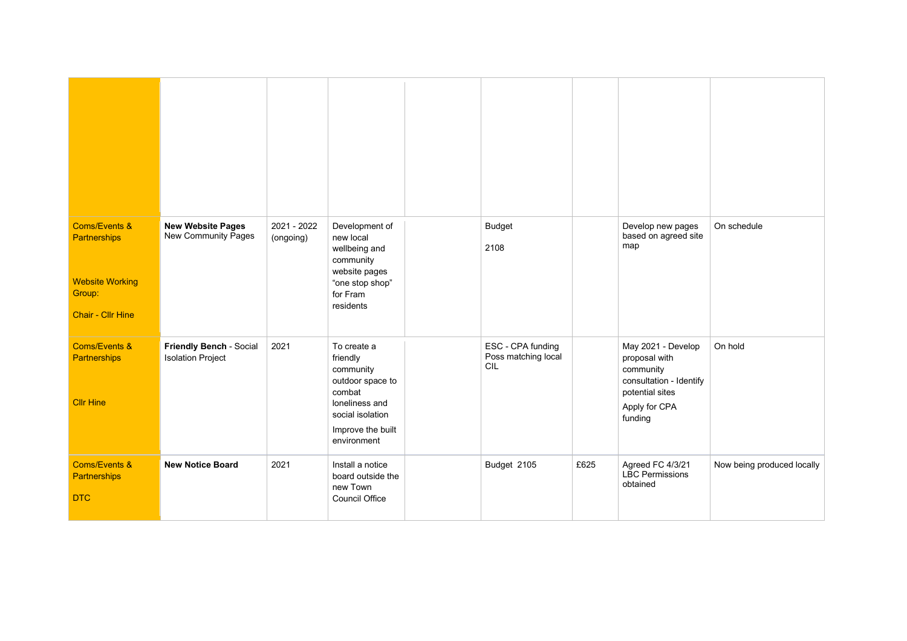| | | | | | | | | |
|---|---|---|---|---|---|---|---|---|
| | | | | | | | | |
| Coms/Events & Partnerships<br><br>Website Working Group:<br><br>Chair - Cllr Hine | **New Website Pages**<br>New Community Pages | 2021 - 2022 (ongoing) | Development of new local wellbeing and community website pages "one stop shop" for Fram residents | | Budget<br><br>2108 | | Develop new pages based on agreed site map | On schedule |
| Coms/Events & Partnerships<br><br>Cllr Hine | **Friendly Bench** - Social Isolation Project | 2021 | To create a friendly community outdoor space to combat loneliness and social isolation<br><br>Improve the built environment | | ESC - CPA funding Poss matching local CIL | | May 2021 - Develop proposal with community consultation - Identify potential sites<br><br>Apply for CPA funding | On hold |
| Coms/Events & Partnerships<br><br>DTC | **New Notice Board** | 2021 | Install a notice board outside the new Town Council Office | | Budget 2105 | £625 | Agreed FC 4/3/21 LBC Permissions obtained | Now being produced locally |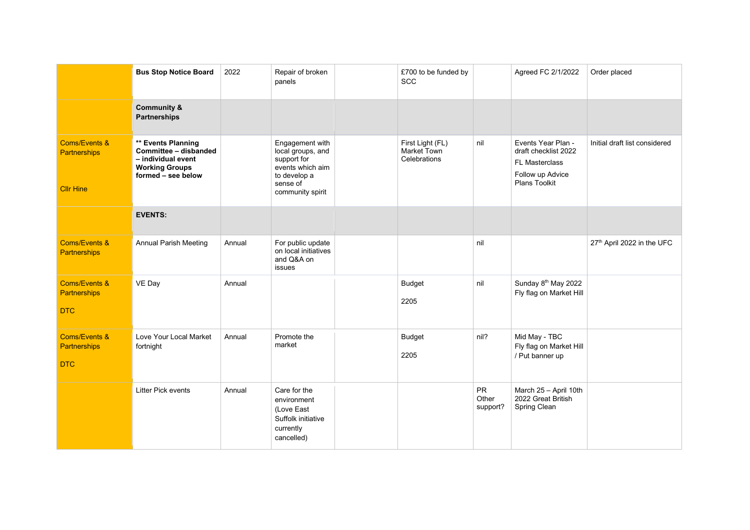|  |  |  |  |  |  |  |  |  |
|---|---|---|---|---|---|---|---|---|
|  | **Bus Stop Notice Board** | 2022 | Repair of broken panels |  | £700 to be funded by SCC |  | Agreed FC 2/1/2022 | Order placed |
|  | **Community & Partnerships** |  |  |  |  |  |  |  |
| Coms/Events & Partnerships<br><br>Cllr Hine | **** Events Planning Committee – disbanded – individual event Working Groups formed – see below** |  | Engagement with local groups, and support for events which aim to develop a sense of community spirit |  | First Light (FL) Market Town Celebrations | nil | Events Year Plan - draft checklist 2022<br>FL Masterclass<br>Follow up Advice Plans Toolkit | Initial draft list considered |
|  | **EVENTS:** |  |  |  |  |  |  |  |
| Coms/Events & Partnerships | Annual Parish Meeting | Annual | For public update on local initiatives and Q&A on issues |  |  | nil |  | 27th April 2022 in the UFC |
| Coms/Events & Partnerships<br><br>DTC | VE Day | Annual |  |  | Budget<br><br>2205 | nil | Sunday 8th May 2022 Fly flag on Market Hill |  |
| Coms/Events & Partnerships<br><br>DTC | Love Your Local Market fortnight | Annual | Promote the market |  | Budget<br><br>2205 | nil? | Mid May - TBC Fly flag on Market Hill / Put banner up |  |
|  | Litter Pick events | Annual | Care for the environment (Love East Suffolk initiative currently cancelled) |  |  | PR Other support? | March 25 – April 10th 2022 Great British Spring Clean |  |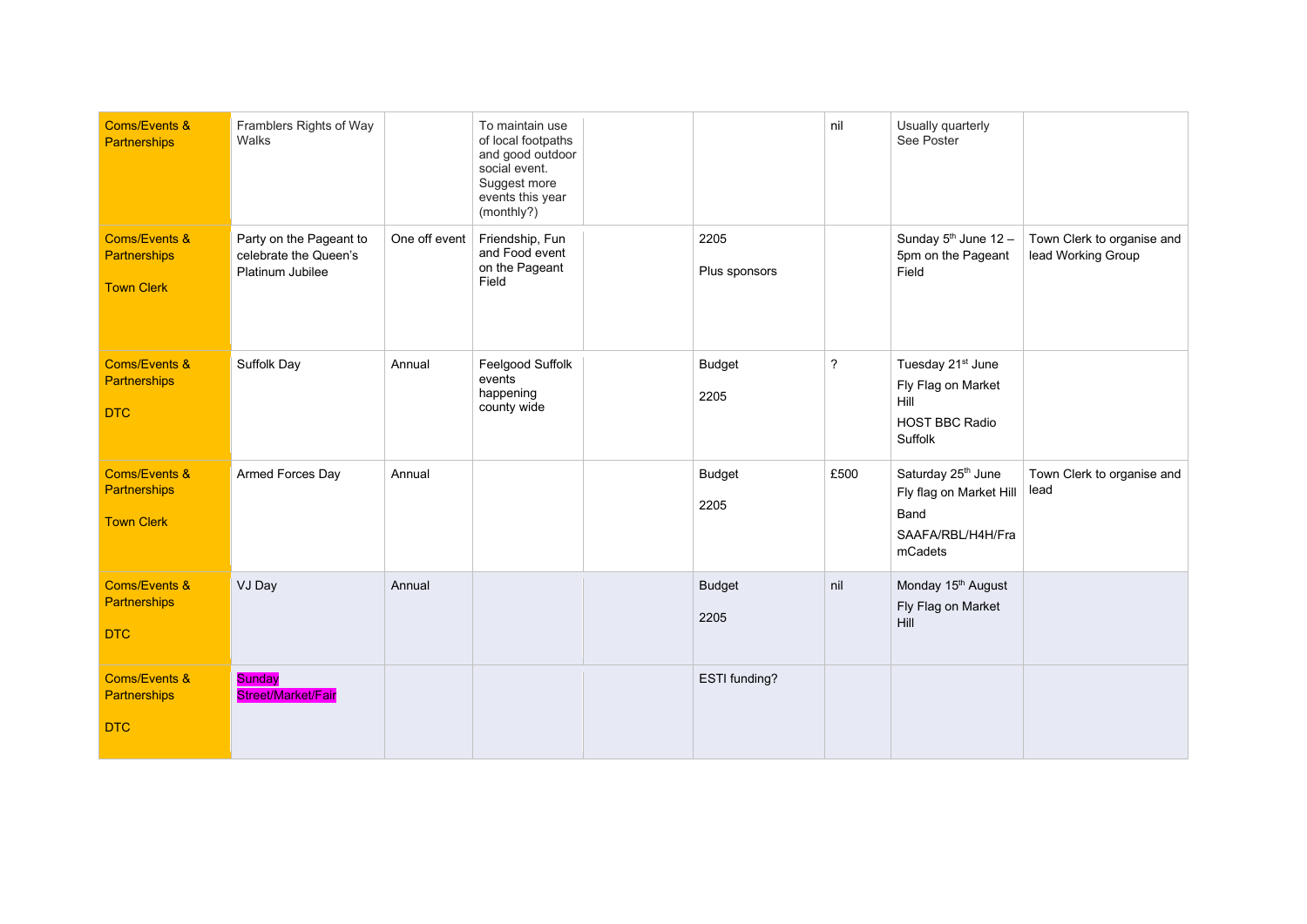| | | | | | | | | |
|---|---|---|---|---|---|---|---|---|
| Coms/Events & Partnerships | Framblers Rights of Way Walks | | To maintain use of local footpaths and good outdoor social event. Suggest more events this year (monthly?) | | | nil | Usually quarterly See Poster | |
| Coms/Events & Partnerships<br><br>Town Clerk | Party on the Pageant to celebrate the Queen's Platinum Jubilee | One off event | Friendship, Fun and Food event on the Pageant Field | | 2205<br><br>Plus sponsors | | Sunday 5th June 12 – 5pm on the Pageant Field | Town Clerk to organise and lead Working Group |
| Coms/Events & Partnerships<br><br>DTC | Suffolk Day | Annual | Feelgood Suffolk events happening county wide | | Budget<br><br>2205 | ? | Tuesday 21st June<br>Fly Flag on Market Hill<br>HOST BBC Radio Suffolk | |
| Coms/Events & Partnerships<br><br>Town Clerk | Armed Forces Day | Annual | | | Budget<br><br>2205 | £500 | Saturday 25th June<br>Fly flag on Market Hill<br>Band<br>SAAFA/RBL/H4H/FramCadets | Town Clerk to organise and lead |
| Coms/Events & Partnerships<br><br>DTC | VJ Day | Annual | | | Budget<br><br>2205 | nil | Monday 15th August<br>Fly Flag on Market Hill | |
| Coms/Events & Partnerships<br><br>DTC | Sunday Street/Market/Fair | | | | ESTI funding? | | | |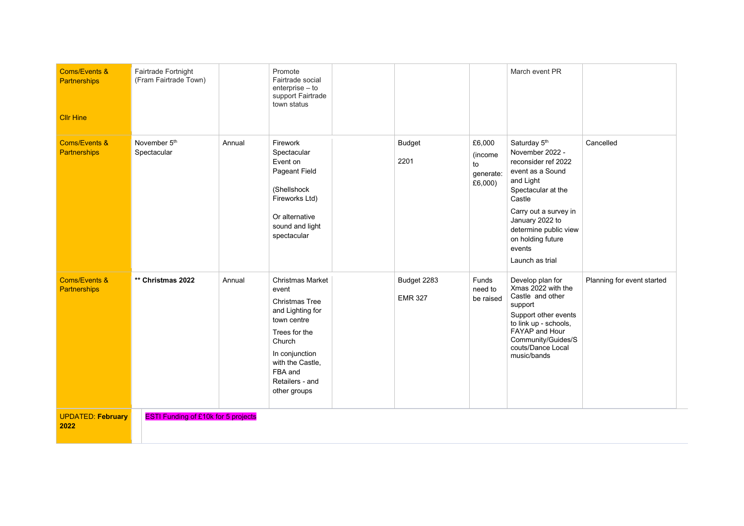| | | | | | | | | |
|---|---|---|---|---|---|---|---|---|
| Coms/Events & Partnerships<br><br>Cllr Hine | Fairtrade Fortnight (Fram Fairtrade Town) | | Promote Fairtrade social enterprise – to support Fairtrade town status | | | | March event PR | |
| Coms/Events & Partnerships | November 5th Spectacular | Annual | Firework Spectacular Event on Pageant Field<br><br>(Shellshock Fireworks Ltd)<br><br>Or alternative sound and light spectacular | | Budget<br><br>2201 | £6,000 (income to generate: £6,000) | Saturday 5th November 2022 - reconsider ref 2022 event as a Sound and Light Spectacular at the Castle<br><br>Carry out a survey in January 2022 to determine public view on holding future events<br><br>Launch as trial | Cancelled |
| Coms/Events & Partnerships | **\*\* Christmas 2022** | Annual | Christmas Market event<br><br>Christmas Tree and Lighting for town centre<br><br>Trees for the Church<br><br>In conjunction with the Castle, FBA and Retailers - and other groups | | Budget 2283<br><br>EMR 327 | Funds need to be raised | Develop plan for Xmas 2022 with the Castle and other support<br><br>Support other events to link up - schools, FAYAP and Hour Community/Guides/Scouts/Dance Local music/bands | Planning for event started |
| UPDATED: **February 2022** | ESTI Funding of £10k for 5 projects | | | | | | | |